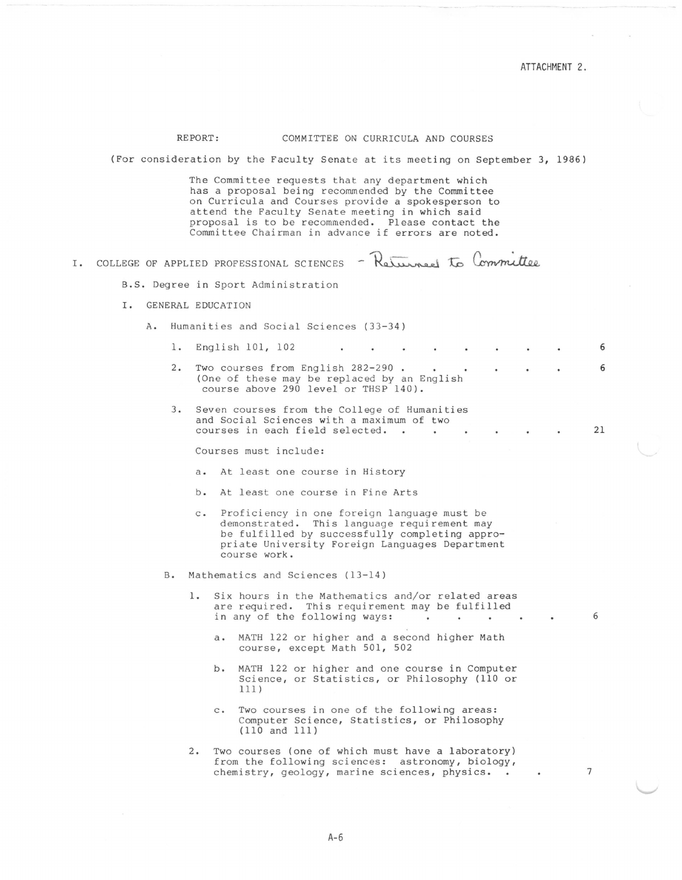ATTACHMENT 2.

REPORT: COMMITTEE ON CURRICULA AND COURSES

(For consideration by the Faculty Senate at its meeting on September 3, 1986)

The Committee requests that any department which has a proposal being recommended by the Committee on Curricula and Courses provide a spokesperson to attend the Faculty Senate meeting in which said proposal is to be recommended. Please contact the Committee Chairman in advance if errors are noted.

I. COLLEGE OF APPLIED PROFESSIONAL SCIENCES - Returned to Committee

B.S. Degree in Sport Administration

I. GENERAL EDUCATION

A. Humanities and Social Sciences (33-34)

1. English 101, 102 . . . . . . . . . . 6

2. Two courses from English 282-290 . . . . . . . 6
   (One of these may be replaced by an English course above 290 level or THSP 140).

3. Seven courses from the College of Humanities and Social Sciences with a maximum of two courses in each field selected. . . . . . . . 21

   Courses must include:

   a. At least one course in History

   b. At least one course in Fine Arts

   c. Proficiency in one foreign language must be demonstrated. This language requirement may be fulfilled by successfully completing appropriate University Foreign Languages Department course work.

B. Mathematics and Sciences (13-14)

1. Six hours in the Mathematics and/or related areas are required. This requirement may be fulfilled in any of the following ways: . . . . . . 6

   a. MATH 122 or higher and a second higher Math course, except Math 501, 502

   b. MATH 122 or higher and one course in Computer Science, or Statistics, or Philosophy (110 or 111)

   c. Two courses in one of the following areas: Computer Science, Statistics, or Philosophy (110 and 111)

2. Two courses (one of which must have a laboratory) from the following sciences: astronomy, biology, chemistry, geology, marine sciences, physics. . . 7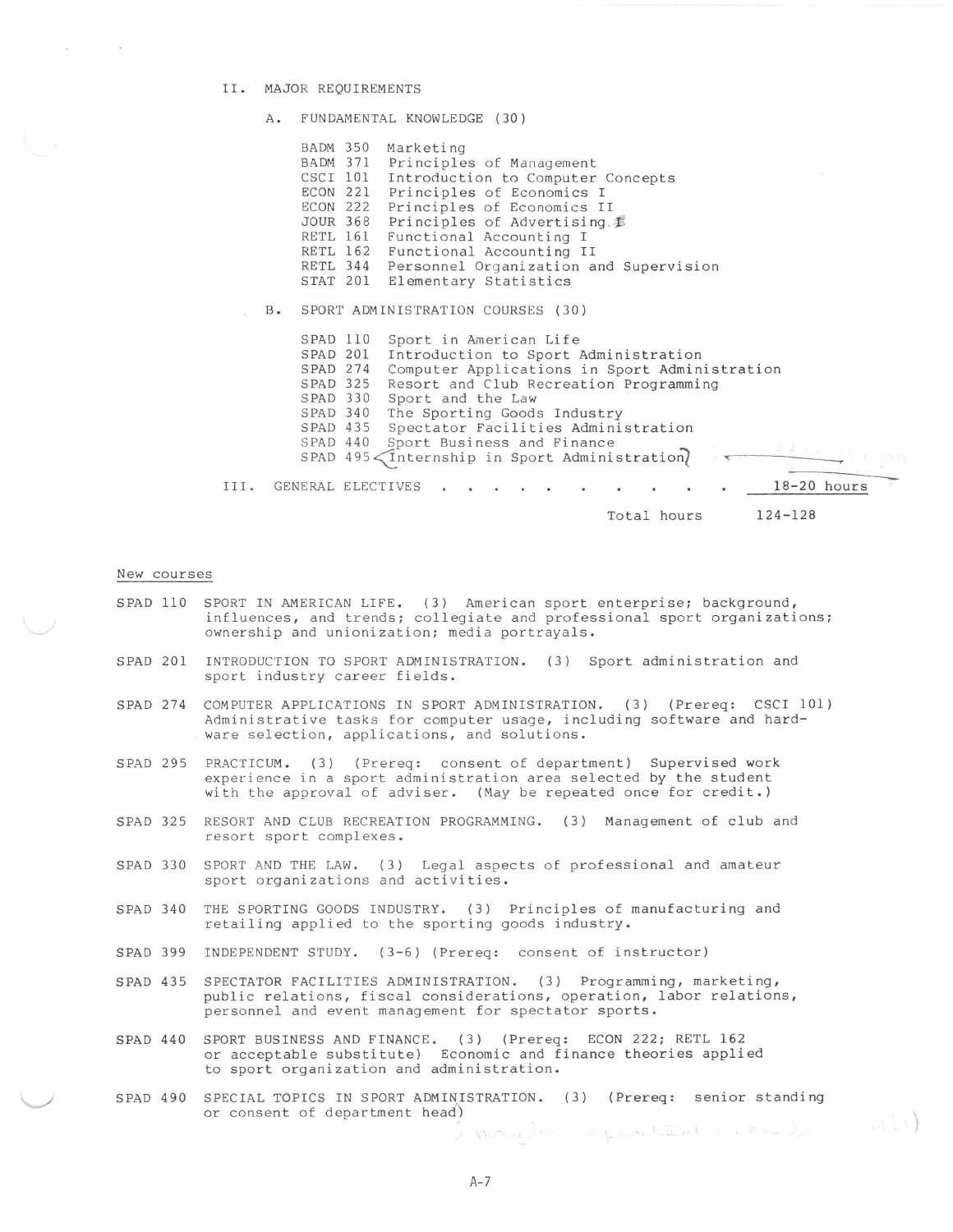II. MAJOR REQUIREMENTS

A. FUNDAMENTAL KNOWLEDGE (30)

| | |
|---|---|
| BADM 350 | Marketing |
| BADM 371 | Principles of Management |
| CSCI 101 | Introduction to Computer Concepts |
| ECON 221 | Principles of Economics I |
| ECON 222 | Principles of Economics II |
| JOUR 368 | Principles of Advertising |
| RETL 161 | Functional Accounting I |
| RETL 162 | Functional Accounting II |
| RETL 344 | Personnel Organization and Supervision |
| STAT 201 | Elementary Statistics |

B. SPORT ADMINISTRATION COURSES (30)

| | |
|---|---|
| SPAD 110 | Sport in American Life |
| SPAD 201 | Introduction to Sport Administration |
| SPAD 274 | Computer Applications in Sport Administration |
| SPAD 325 | Resort and Club Recreation Programming |
| SPAD 330 | Sport and the Law |
| SPAD 340 | The Sporting Goods Industry |
| SPAD 435 | Spectator Facilities Administration |
| SPAD 440 | Sport Business and Finance |
| SPAD 495 | Internship in Sport Administration |

III. GENERAL ELECTIVES . . . . . . . . . . . . 18-20 hours

Total hours 124-128

New courses

SPAD 110 SPORT IN AMERICAN LIFE. (3) American sport enterprise; background, influences, and trends; collegiate and professional sport organizations; ownership and unionization; media portrayals.

SPAD 201 INTRODUCTION TO SPORT ADMINISTRATION. (3) Sport administration and sport industry career fields.

SPAD 274 COMPUTER APPLICATIONS IN SPORT ADMINISTRATION. (3) (Prereq: CSCI 101) Administrative tasks for computer usage, including software and hardware selection, applications, and solutions.

SPAD 295 PRACTICUM. (3) (Prereq: consent of department) Supervised work experience in a sport administration area selected by the student with the approval of adviser. (May be repeated once for credit.)

SPAD 325 RESORT AND CLUB RECREATION PROGRAMMING. (3) Management of club and resort sport complexes.

SPAD 330 SPORT AND THE LAW. (3) Legal aspects of professional and amateur sport organizations and activities.

SPAD 340 THE SPORTING GOODS INDUSTRY. (3) Principles of manufacturing and retailing applied to the sporting goods industry.

SPAD 399 INDEPENDENT STUDY. (3-6) (Prereq: consent of instructor)

SPAD 435 SPECTATOR FACILITIES ADMINISTRATION. (3) Programming, marketing, public relations, fiscal considerations, operation, labor relations, personnel and event management for spectator sports.

SPAD 440 SPORT BUSINESS AND FINANCE. (3) (Prereq: ECON 222; RETL 162 or acceptable substitute) Economic and finance theories applied to sport organization and administration.

SPAD 490 SPECIAL TOPICS IN SPORT ADMINISTRATION. (3) (Prereq: senior standing or consent of department head)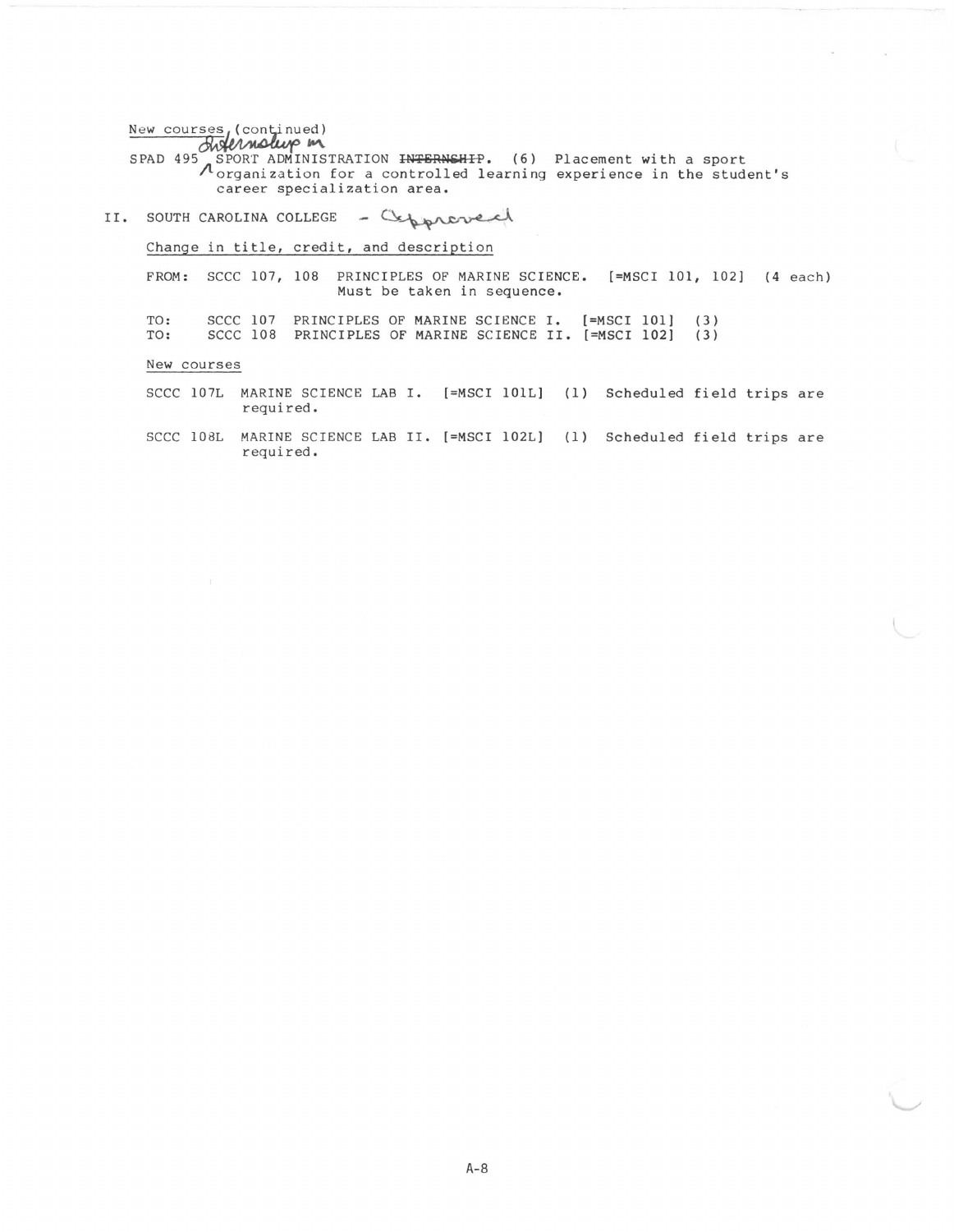New courses (continued)

SPAD 495 Internship in SPORT ADMINISTRATION ~~INTERNSHIP~~. (6) Placement with a sport organization for a controlled learning experience in the student's career specialization area.

II. SOUTH CAROLINA COLLEGE - Approved

Change in title, credit, and description

FROM: SCCC 107, 108 PRINCIPLES OF MARINE SCIENCE. [=MSCI 101, 102] (4 each) Must be taken in sequence.

TO: SCCC 107 PRINCIPLES OF MARINE SCIENCE I. [=MSCI 101] (3)
TO: SCCC 108 PRINCIPLES OF MARINE SCIENCE II. [=MSCI 102] (3)

New courses

SCCC 107L MARINE SCIENCE LAB I. [=MSCI 101L] (1) Scheduled field trips are required.

SCCC 108L MARINE SCIENCE LAB II. [=MSCI 102L] (1) Scheduled field trips are required.